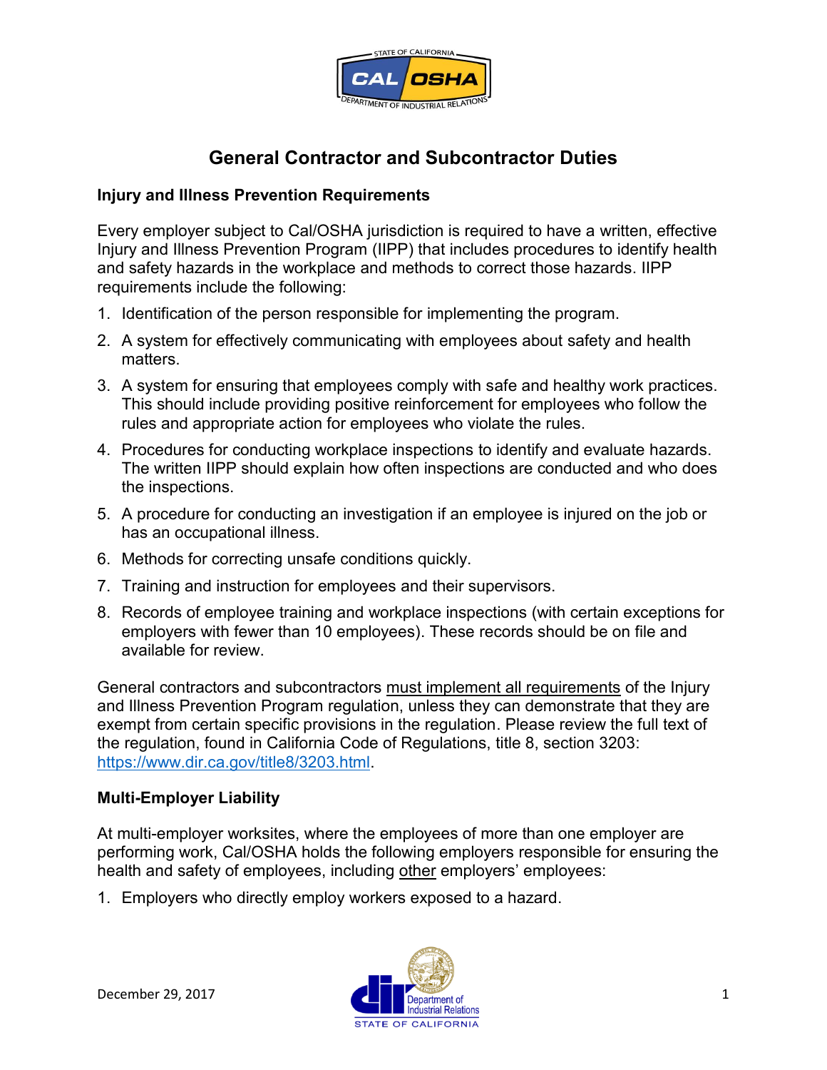# General Contractor and Subcontractor Duties

## Injury and Illness Prevention Requirements

Every employer subject to Cal/OSHA jurisdiction is required to have a written, effective Injury and Illness Prevention Program (IIPP) that includes procedures to identify health and safety hazards in the workplace and methods to correct those hazards. IIPP requirements include the following:

1. Identification of the person responsible for implementing the program.
2. A system for effectively communicating with employees about safety and health matters.
3. A system for ensuring that employees comply with safe and healthy work practices. This should include providing positive reinforcement for employees who follow the rules and appropriate action for employees who violate the rules.
4. Procedures for conducting workplace inspections to identify and evaluate hazards. The written IIPP should explain how often inspections are conducted and who does the inspections.
5. A procedure for conducting an investigation if an employee is injured on the job or has an occupational illness.
6. Methods for correcting unsafe conditions quickly.
7. Training and instruction for employees and their supervisors.
8. Records of employee training and workplace inspections (with certain exceptions for employers with fewer than 10 employees). These records should be on file and available for review.

General contractors and subcontractors must implement all requirements of the Injury and Illness Prevention Program regulation, unless they can demonstrate that they are exempt from certain specific provisions in the regulation. Please review the full text of the regulation, found in California Code of Regulations, title 8, section 3203: https://www.dir.ca.gov/title8/3203.html.

## Multi-Employer Liability

At multi-employer worksites, where the employees of more than one employer are performing work, Cal/OSHA holds the following employers responsible for ensuring the health and safety of employees, including other employers' employees:

1. Employers who directly employ workers exposed to a hazard.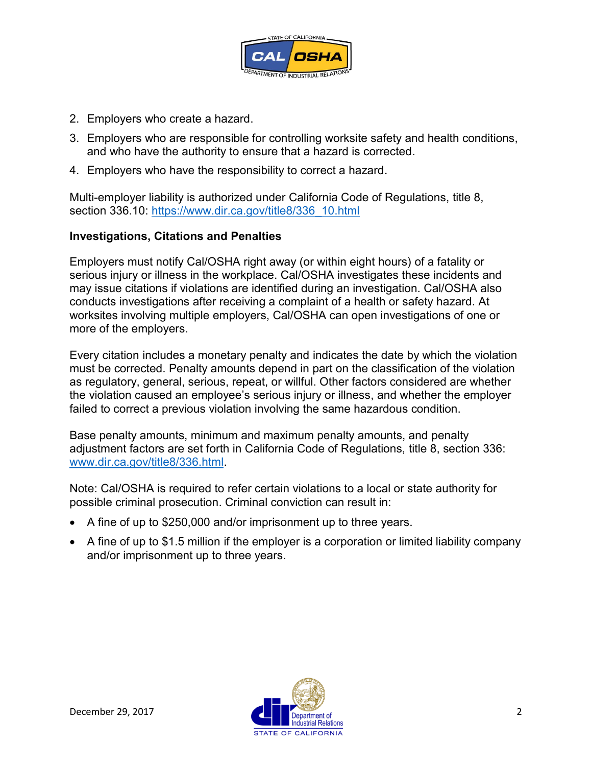2. Employers who create a hazard.
3. Employers who are responsible for controlling worksite safety and health conditions, and who have the authority to ensure that a hazard is corrected.
4. Employers who have the responsibility to correct a hazard.

Multi-employer liability is authorized under California Code of Regulations, title 8, section 336.10: https://www.dir.ca.gov/title8/336_10.html

**Investigations, Citations and Penalties**

Employers must notify Cal/OSHA right away (or within eight hours) of a fatality or serious injury or illness in the workplace. Cal/OSHA investigates these incidents and may issue citations if violations are identified during an investigation. Cal/OSHA also conducts investigations after receiving a complaint of a health or safety hazard. At worksites involving multiple employers, Cal/OSHA can open investigations of one or more of the employers.

Every citation includes a monetary penalty and indicates the date by which the violation must be corrected. Penalty amounts depend in part on the classification of the violation as regulatory, general, serious, repeat, or willful. Other factors considered are whether the violation caused an employee's serious injury or illness, and whether the employer failed to correct a previous violation involving the same hazardous condition.

Base penalty amounts, minimum and maximum penalty amounts, and penalty adjustment factors are set forth in California Code of Regulations, title 8, section 336: www.dir.ca.gov/title8/336.html.

Note: Cal/OSHA is required to refer certain violations to a local or state authority for possible criminal prosecution. Criminal conviction can result in:

- A fine of up to $250,000 and/or imprisonment up to three years.
- A fine of up to $1.5 million if the employer is a corporation or limited liability company and/or imprisonment up to three years.

December 29, 2017